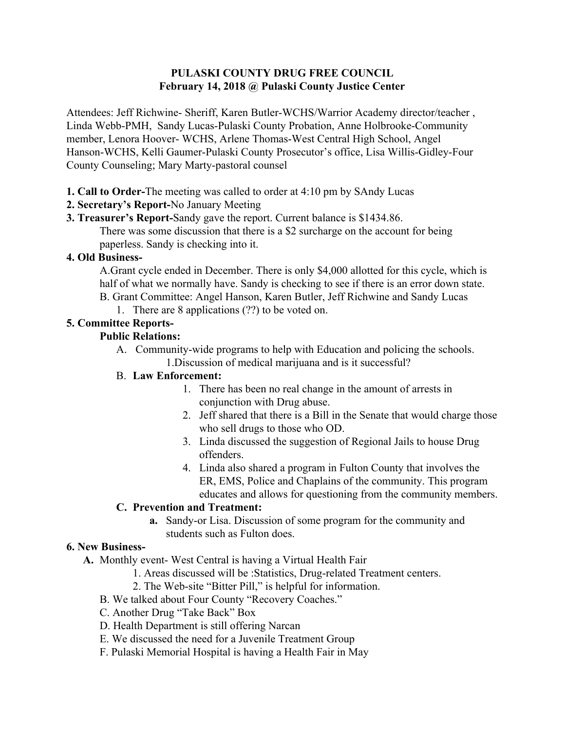**PULASKI COUNTY DRUG FREE COUNCIL**
**February 14, 2018 @ Pulaski County Justice Center**

Attendees: Jeff Richwine- Sheriff, Karen Butler-WCHS/Warrior Academy director/teacher , Linda Webb-PMH, Sandy Lucas-Pulaski County Probation, Anne Holbrooke-Community member, Lenora Hoover- WCHS, Arlene Thomas-West Central High School, Angel Hanson-WCHS, Kelli Gaumer-Pulaski County Prosecutor's office, Lisa Willis-Gidley-Four County Counseling; Mary Marty-pastoral counsel

**1. Call to Order-**The meeting was called to order at 4:10 pm by SAndy Lucas

**2. Secretary's Report-**No January Meeting

**3. Treasurer's Report-**Sandy gave the report. Current balance is $1434.86.

There was some discussion that there is a $2 surcharge on the account for being paperless. Sandy is checking into it.

**4. Old Business-**

A.Grant cycle ended in December. There is only $4,000 allotted for this cycle, which is half of what we normally have. Sandy is checking to see if there is an error down state.

B. Grant Committee: Angel Hanson, Karen Butler, Jeff Richwine and Sandy Lucas

1. There are 8 applications (??) to be voted on.

**5. Committee Reports-**

**Public Relations:**

A. Community-wide programs to help with Education and policing the schools.

1.Discussion of medical marijuana and is it successful?

B. **Law Enforcement:**

1. There has been no real change in the amount of arrests in conjunction with Drug abuse.
2. Jeff shared that there is a Bill in the Senate that would charge those who sell drugs to those who OD.
3. Linda discussed the suggestion of Regional Jails to house Drug offenders.
4. Linda also shared a program in Fulton County that involves the ER, EMS, Police and Chaplains of the community. This program educates and allows for questioning from the community members.

**C. Prevention and Treatment:**

**a.** Sandy-or Lisa. Discussion of some program for the community and students such as Fulton does.

**6. New Business-**

**A.** Monthly event- West Central is having a Virtual Health Fair

1. Areas discussed will be :Statistics, Drug-related Treatment centers.
2. The Web-site "Bitter Pill," is helpful for information.

B. We talked about Four County "Recovery Coaches."

C. Another Drug "Take Back" Box

D. Health Department is still offering Narcan

E. We discussed the need for a Juvenile Treatment Group

F. Pulaski Memorial Hospital is having a Health Fair in May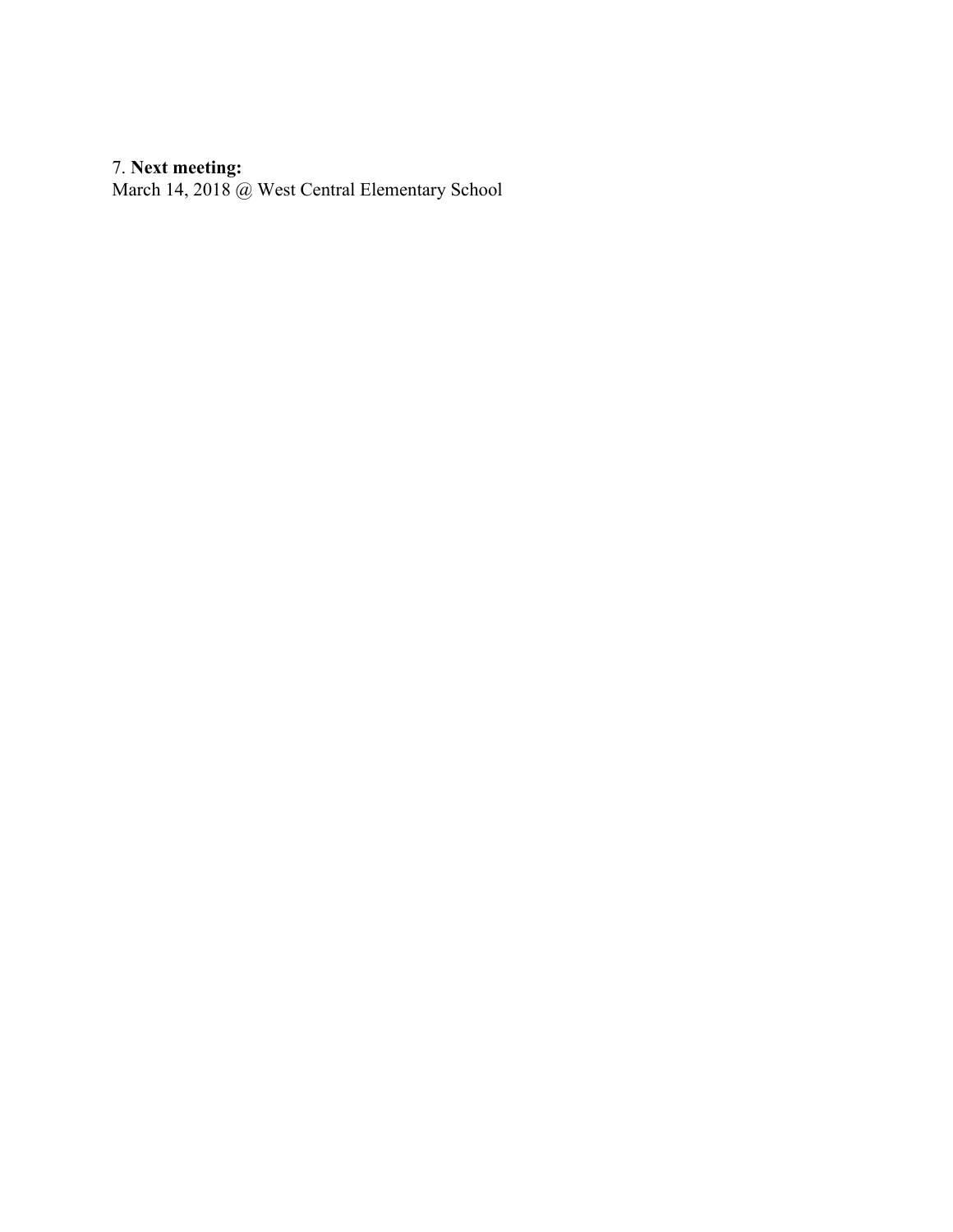7. **Next meeting:**
March 14, 2018 @ West Central Elementary School